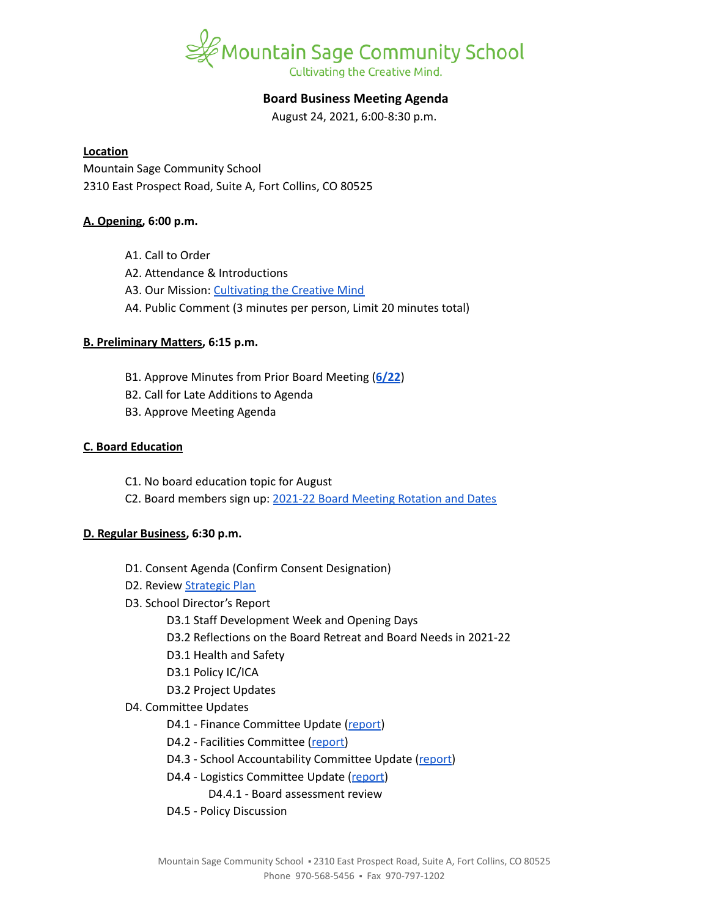# Mountain Sage Community School

Cultivating the Creative Mind.

## Board Business Meeting Agenda

August 24, 2021, 6:00-8:30 p.m.

**Location**

Mountain Sage Community School
2310 East Prospect Road, Suite A, Fort Collins, CO 80525

**A. Opening, 6:00 p.m.**

A1. Call to Order
A2. Attendance & Introductions
A3. Our Mission: Cultivating the Creative Mind
A4. Public Comment (3 minutes per person, Limit 20 minutes total)

**B. Preliminary Matters, 6:15 p.m.**

B1. Approve Minutes from Prior Board Meeting (**6/22**)
B2. Call for Late Additions to Agenda
B3. Approve Meeting Agenda

**C. Board Education**

C1. No board education topic for August
C2. Board members sign up: 2021-22 Board Meeting Rotation and Dates

**D. Regular Business, 6:30 p.m.**

D1. Consent Agenda (Confirm Consent Designation)
D2. Review Strategic Plan
D3. School Director's Report
- D3.1 Staff Development Week and Opening Days
- D3.2 Reflections on the Board Retreat and Board Needs in 2021-22
- D3.1 Health and Safety
- D3.1 Policy IC/ICA
- D3.2 Project Updates

D4. Committee Updates
- D4.1 - Finance Committee Update (report)
- D4.2 - Facilities Committee (report)
- D4.3 - School Accountability Committee Update (report)
- D4.4 - Logistics Committee Update (report)
  - D4.4.1 - Board assessment review
- D4.5 - Policy Discussion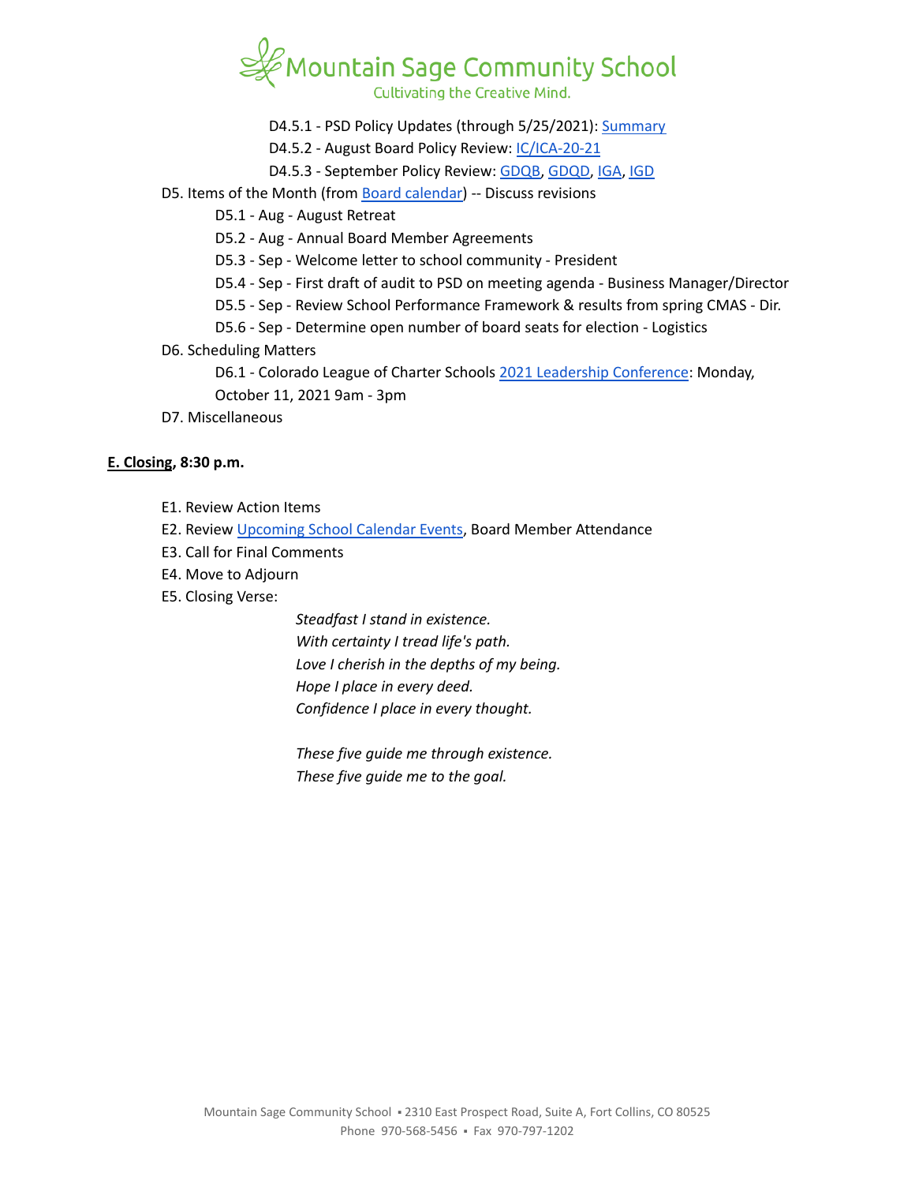- D4.5.1 - PSD Policy Updates (through 5/25/2021): Summary
- D4.5.2 - August Board Policy Review: IC/ICA-20-21
- D4.5.3 - September Policy Review: GDQB, GDQD, IGA, IGD

D5. Items of the Month (from Board calendar) -- Discuss revisions

- D5.1 - Aug - August Retreat
- D5.2 - Aug - Annual Board Member Agreements
- D5.3 - Sep - Welcome letter to school community - President
- D5.4 - Sep - First draft of audit to PSD on meeting agenda - Business Manager/Director
- D5.5 - Sep - Review School Performance Framework & results from spring CMAS - Dir.
- D5.6 - Sep - Determine open number of board seats for election - Logistics

D6. Scheduling Matters

- D6.1 - Colorado League of Charter Schools 2021 Leadership Conference: Monday, October 11, 2021 9am - 3pm

D7. Miscellaneous

**E. Closing, 8:30 p.m.**

- E1. Review Action Items
- E2. Review Upcoming School Calendar Events, Board Member Attendance
- E3. Call for Final Comments
- E4. Move to Adjourn
- E5. Closing Verse:

*Steadfast I stand in existence.*
*With certainty I tread life's path.*
*Love I cherish in the depths of my being.*
*Hope I place in every deed.*
*Confidence I place in every thought.*

*These five guide me through existence.*
*These five guide me to the goal.*